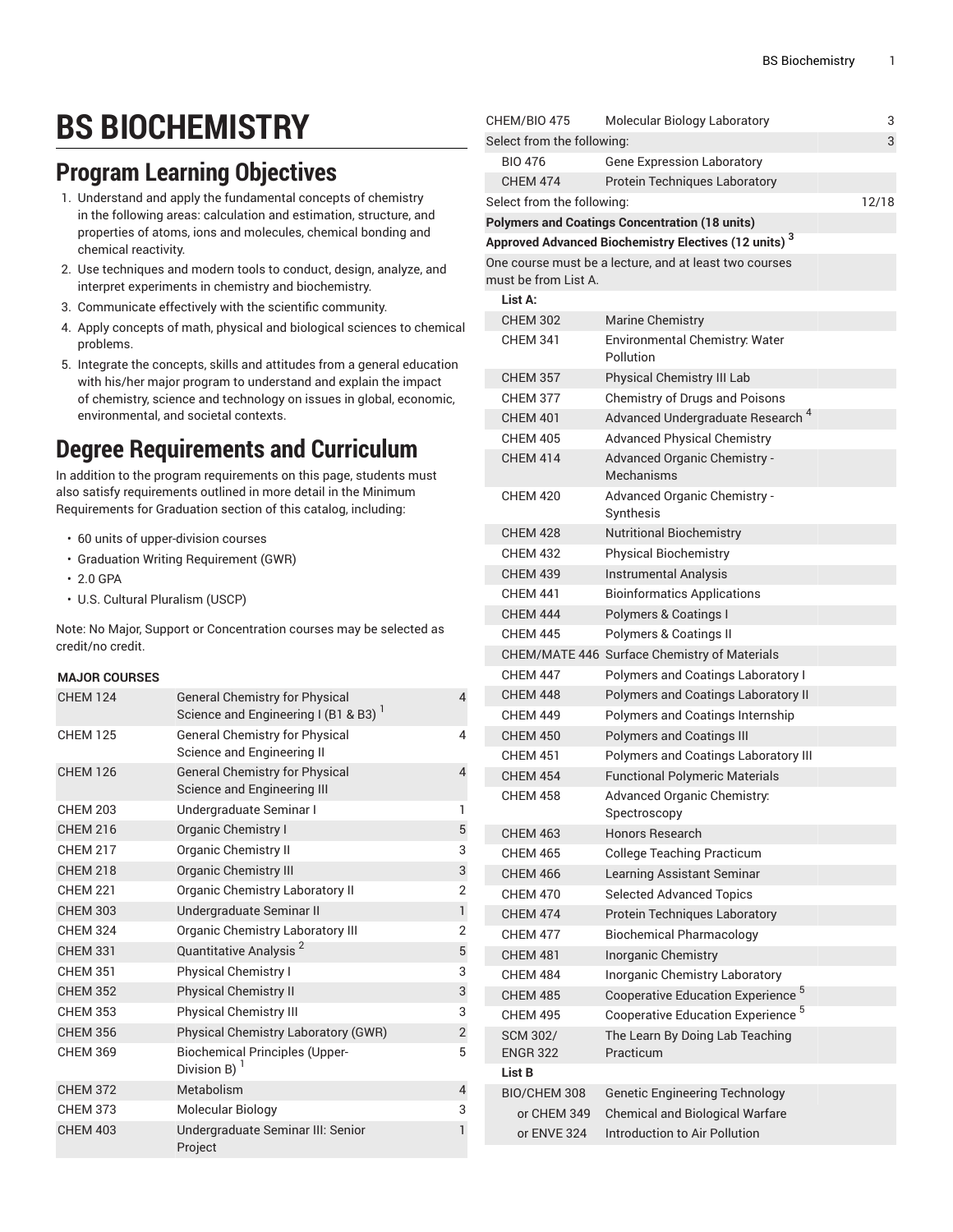# BS BIOCHEMISTRY

## Program Learning Objectives

1. Understand and apply the fundamental concepts of chemistry in the following areas: calculation and estimation, structure, and properties of atoms, ions and molecules, chemical bonding and chemical reactivity.
2. Use techniques and modern tools to conduct, design, analyze, and interpret experiments in chemistry and biochemistry.
3. Communicate effectively with the scientific community.
4. Apply concepts of math, physical and biological sciences to chemical problems.
5. Integrate the concepts, skills and attitudes from a general education with his/her major program to understand and explain the impact of chemistry, science and technology on issues in global, economic, environmental, and societal contexts.

## Degree Requirements and Curriculum

In addition to the program requirements on this page, students must also satisfy requirements outlined in more detail in the Minimum Requirements for Graduation section of this catalog, including:

- 60 units of upper-division courses
- Graduation Writing Requirement (GWR)
- 2.0 GPA
- U.S. Cultural Pluralism (USCP)

Note: No Major, Support or Concentration courses may be selected as credit/no credit.

| | | |
|---|---|---|
| **MAJOR COURSES** | | |
| CHEM 124 | General Chemistry for Physical Science and Engineering I (B1 & B3) [1] | 4 |
| CHEM 125 | General Chemistry for Physical Science and Engineering II | 4 |
| CHEM 126 | General Chemistry for Physical Science and Engineering III | 4 |
| CHEM 203 | Undergraduate Seminar I | 1 |
| CHEM 216 | Organic Chemistry I | 5 |
| CHEM 217 | Organic Chemistry II | 3 |
| CHEM 218 | Organic Chemistry III | 3 |
| CHEM 221 | Organic Chemistry Laboratory II | 2 |
| CHEM 303 | Undergraduate Seminar II | 1 |
| CHEM 324 | Organic Chemistry Laboratory III | 2 |
| CHEM 331 | Quantitative Analysis [2] | 5 |
| CHEM 351 | Physical Chemistry I | 3 |
| CHEM 352 | Physical Chemistry II | 3 |
| CHEM 353 | Physical Chemistry III | 3 |
| CHEM 356 | Physical Chemistry Laboratory (GWR) | 2 |
| CHEM 369 | Biochemical Principles (Upper-Division B) [1] | 5 |
| CHEM 372 | Metabolism | 4 |
| CHEM 373 | Molecular Biology | 3 |
| CHEM 403 | Undergraduate Seminar III: Senior Project | 1 |
| CHEM/BIO 475 | Molecular Biology Laboratory | 3 |
| Select from the following: | | 3 |
| BIO 476 | Gene Expression Laboratory | |
| CHEM 474 | Protein Techniques Laboratory | |
| Select from the following: | | 12/18 |
| **Polymers and Coatings Concentration (18 units)** | | |
| **Approved Advanced Biochemistry Electives (12 units) [3]** | | |
| One course must be a lecture, and at least two courses must be from List A. | | |
| **List A:** | | |
| CHEM 302 | Marine Chemistry | |
| CHEM 341 | Environmental Chemistry: Water Pollution | |
| CHEM 357 | Physical Chemistry III Lab | |
| CHEM 377 | Chemistry of Drugs and Poisons | |
| CHEM 401 | Advanced Undergraduate Research [4] | |
| CHEM 405 | Advanced Physical Chemistry | |
| CHEM 414 | Advanced Organic Chemistry - Mechanisms | |
| CHEM 420 | Advanced Organic Chemistry - Synthesis | |
| CHEM 428 | Nutritional Biochemistry | |
| CHEM 432 | Physical Biochemistry | |
| CHEM 439 | Instrumental Analysis | |
| CHEM 441 | Bioinformatics Applications | |
| CHEM 444 | Polymers & Coatings I | |
| CHEM 445 | Polymers & Coatings II | |
| CHEM/MATE 446 | Surface Chemistry of Materials | |
| CHEM 447 | Polymers and Coatings Laboratory I | |
| CHEM 448 | Polymers and Coatings Laboratory II | |
| CHEM 449 | Polymers and Coatings Internship | |
| CHEM 450 | Polymers and Coatings III | |
| CHEM 451 | Polymers and Coatings Laboratory III | |
| CHEM 454 | Functional Polymeric Materials | |
| CHEM 458 | Advanced Organic Chemistry: Spectroscopy | |
| CHEM 463 | Honors Research | |
| CHEM 465 | College Teaching Practicum | |
| CHEM 466 | Learning Assistant Seminar | |
| CHEM 470 | Selected Advanced Topics | |
| CHEM 474 | Protein Techniques Laboratory | |
| CHEM 477 | Biochemical Pharmacology | |
| CHEM 481 | Inorganic Chemistry | |
| CHEM 484 | Inorganic Chemistry Laboratory | |
| CHEM 485 | Cooperative Education Experience [5] | |
| CHEM 495 | Cooperative Education Experience [5] | |
| SCM 302/ ENGR 322 | The Learn By Doing Lab Teaching Practicum | |
| **List B** | | |
| BIO/CHEM 308 | Genetic Engineering Technology | |
| or CHEM 349 | Chemical and Biological Warfare | |
| or ENVE 324 | Introduction to Air Pollution | |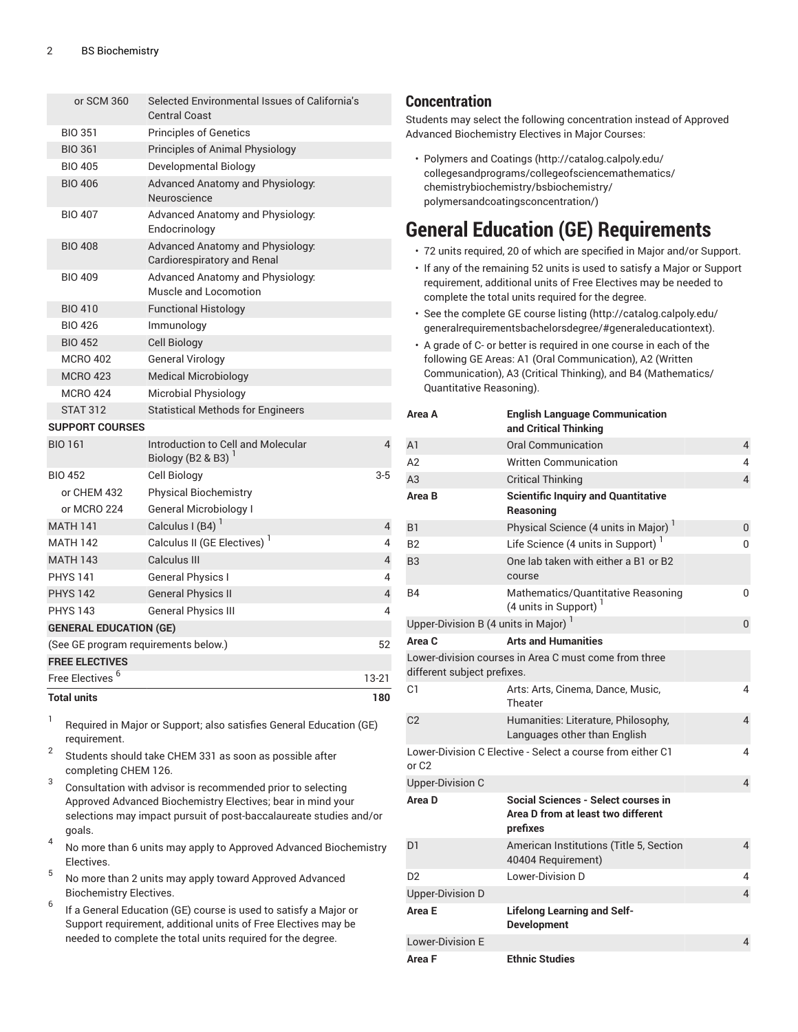| | | |
|---|---|---|
| or SCM 360 | Selected Environmental Issues of California's Central Coast | |
| BIO 351 | Principles of Genetics | |
| BIO 361 | Principles of Animal Physiology | |
| BIO 405 | Developmental Biology | |
| BIO 406 | Advanced Anatomy and Physiology: Neuroscience | |
| BIO 407 | Advanced Anatomy and Physiology: Endocrinology | |
| BIO 408 | Advanced Anatomy and Physiology: Cardiorespiratory and Renal | |
| BIO 409 | Advanced Anatomy and Physiology: Muscle and Locomotion | |
| BIO 410 | Functional Histology | |
| BIO 426 | Immunology | |
| BIO 452 | Cell Biology | |
| MCRO 402 | General Virology | |
| MCRO 423 | Medical Microbiology | |
| MCRO 424 | Microbial Physiology | |
| STAT 312 | Statistical Methods for Engineers | |
| **SUPPORT COURSES** | | |
| BIO 161 | Introduction to Cell and Molecular Biology (B2 & B3) [1] | 4 |
| BIO 452 | Cell Biology | 3-5 |
| or CHEM 432 | Physical Biochemistry | |
| or MCRO 224 | General Microbiology I | |
| MATH 141 | Calculus I (B4) [1] | 4 |
| MATH 142 | Calculus II (GE Electives) [1] | 4 |
| MATH 143 | Calculus III | 4 |
| PHYS 141 | General Physics I | 4 |
| PHYS 142 | General Physics II | 4 |
| PHYS 143 | General Physics III | 4 |
| **GENERAL EDUCATION (GE)** | | |
| (See GE program requirements below.) | | 52 |
| **FREE ELECTIVES** | | |
| Free Electives [6] | | 13-21 |
| **Total units** | | **180** |

1. Required in Major or Support; also satisfies General Education (GE) requirement.
2. Students should take CHEM 331 as soon as possible after completing CHEM 126.
3. Consultation with advisor is recommended prior to selecting Approved Advanced Biochemistry Electives; bear in mind your selections may impact pursuit of post-baccalaureate studies and/or goals.
4. No more than 6 units may apply to Approved Advanced Biochemistry Electives.
5. No more than 2 units may apply toward Approved Advanced Biochemistry Electives.
6. If a General Education (GE) course is used to satisfy a Major or Support requirement, additional units of Free Electives may be needed to complete the total units required for the degree.

## Concentration

Students may select the following concentration instead of Approved Advanced Biochemistry Electives in Major Courses:

- Polymers and Coatings (http://catalog.calpoly.edu/collegesandprograms/collegeofsciencemathematics/chemistrybiochemistry/bsbiochemistry/polymersandcoatingsconcentration/)

# General Education (GE) Requirements

- 72 units required, 20 of which are specified in Major and/or Support.
- If any of the remaining 52 units is used to satisfy a Major or Support requirement, additional units of Free Electives may be needed to complete the total units required for the degree.
- See the complete GE course listing (http://catalog.calpoly.edu/generalrequirementsbachelorsdegree/#generaleducationtext).
- A grade of C- or better is required in one course in each of the following GE Areas: A1 (Oral Communication), A2 (Written Communication), A3 (Critical Thinking), and B4 (Mathematics/Quantitative Reasoning).

| | | |
|---|---|---|
| **Area A** | **English Language Communication and Critical Thinking** | |
| A1 | Oral Communication | 4 |
| A2 | Written Communication | 4 |
| A3 | Critical Thinking | 4 |
| **Area B** | **Scientific Inquiry and Quantitative Reasoning** | |
| B1 | Physical Science (4 units in Major) [1] | 0 |
| B2 | Life Science (4 units in Support) [1] | 0 |
| B3 | One lab taken with either a B1 or B2 course | |
| B4 | Mathematics/Quantitative Reasoning (4 units in Support) [1] | 0 |
| Upper-Division B (4 units in Major) [1] | | 0 |
| **Area C** | **Arts and Humanities** | |
| Lower-division courses in Area C must come from three different subject prefixes. | | |
| C1 | Arts: Arts, Cinema, Dance, Music, Theater | 4 |
| C2 | Humanities: Literature, Philosophy, Languages other than English | 4 |
| Lower-Division C Elective - Select a course from either C1 or C2 | | 4 |
| Upper-Division C | | 4 |
| **Area D** | **Social Sciences - Select courses in Area D from at least two different prefixes** | |
| D1 | American Institutions (Title 5, Section 40404 Requirement) | 4 |
| D2 | Lower-Division D | 4 |
| Upper-Division D | | 4 |
| **Area E** | **Lifelong Learning and Self-Development** | |
| Lower-Division E | | 4 |
| **Area F** | **Ethnic Studies** | |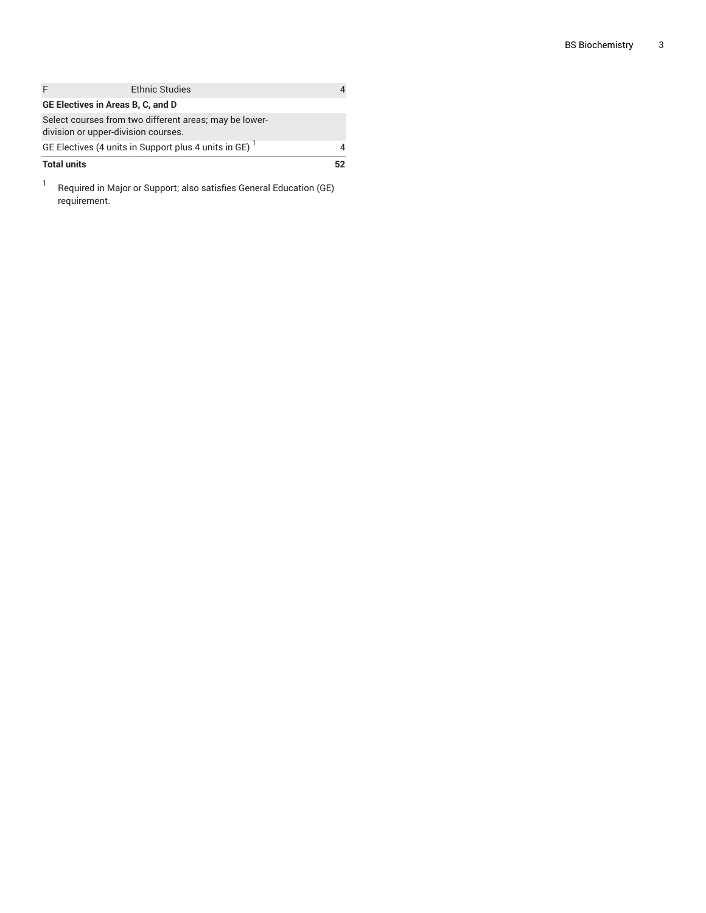| | | |
|---|---|---|
| F | Ethnic Studies | 4 |
| **GE Electives in Areas B, C, and D** | | |
| Select courses from two different areas; may be lower-division or upper-division courses. | | |
| GE Electives (4 units in Support plus 4 units in GE) [1] | | 4 |
| **Total units** | | **52** |

[1] Required in Major or Support; also satisfies General Education (GE) requirement.